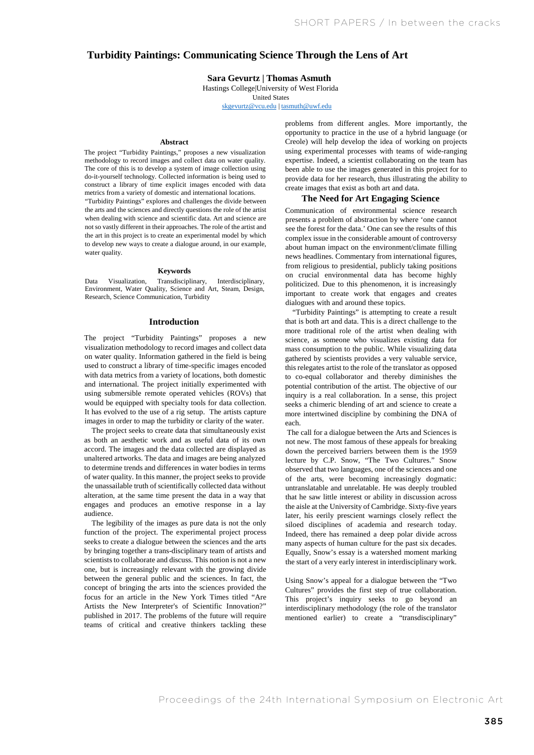# Turbidity Paintings: Communicating Science Through the Lens of Art

**Sara Gevurtz | Thomas Asmuth**

Hastings College|University of West Florida
United States
skgevurtz@vcu.edu | tasmuth@uwf.edu

## Abstract

The project "Turbidity Paintings," proposes a new visualization methodology to record images and collect data on water quality. The core of this is to develop a system of image collection using do-it-yourself technology. Collected information is being used to construct a library of time explicit images encoded with data metrics from a variety of domestic and international locations. "Turbidity Paintings" explores and challenges the divide between the arts and the sciences and directly questions the role of the artist when dealing with science and scientific data. Art and science are not so vastly different in their approaches. The role of the artist and the art in this project is to create an experimental model by which to develop new ways to create a dialogue around, in our example, water quality.

## Keywords

Data Visualization, Transdisciplinary, Interdisciplinary, Environment, Water Quality, Science and Art, Steam, Design, Research, Science Communication, Turbidity

## Introduction

The project "Turbidity Paintings" proposes a new visualization methodology to record images and collect data on water quality. Information gathered in the field is being used to construct a library of time-specific images encoded with data metrics from a variety of locations, both domestic and international. The project initially experimented with using submersible remote operated vehicles (ROVs) that would be equipped with specialty tools for data collection. It has evolved to the use of a rig setup. The artists capture images in order to map the turbidity or clarity of the water.

The project seeks to create data that simultaneously exist as both an aesthetic work and as useful data of its own accord. The images and the data collected are displayed as unaltered artworks. The data and images are being analyzed to determine trends and differences in water bodies in terms of water quality. In this manner, the project seeks to provide the unassailable truth of scientifically collected data without alteration, at the same time present the data in a way that engages and produces an emotive response in a lay audience.

The legibility of the images as pure data is not the only function of the project. The experimental project process seeks to create a dialogue between the sciences and the arts by bringing together a trans-disciplinary team of artists and scientists to collaborate and discuss. This notion is not a new one, but is increasingly relevant with the growing divide between the general public and the sciences. In fact, the concept of bringing the arts into the sciences provided the focus for an article in the New York Times titled "Are Artists the New Interpreter's of Scientific Innovation?" published in 2017. The problems of the future will require teams of critical and creative thinkers tackling these problems from different angles. More importantly, the opportunity to practice in the use of a hybrid language (or Creole) will help develop the idea of working on projects using experimental processes with teams of wide-ranging expertise. Indeed, a scientist collaborating on the team has been able to use the images generated in this project for to provide data for her research, thus illustrating the ability to create images that exist as both art and data.

## The Need for Art Engaging Science

Communication of environmental science research presents a problem of abstraction by where 'one cannot see the forest for the data.' One can see the results of this complex issue in the considerable amount of controversy about human impact on the environment/climate filling news headlines. Commentary from international figures, from religious to presidential, publicly taking positions on crucial environmental data has become highly politicized. Due to this phenomenon, it is increasingly important to create work that engages and creates dialogues with and around these topics.

"Turbidity Paintings" is attempting to create a result that is both art and data. This is a direct challenge to the more traditional role of the artist when dealing with science, as someone who visualizes existing data for mass consumption to the public. While visualizing data gathered by scientists provides a very valuable service, this relegates artist to the role of the translator as opposed to co-equal collaborator and thereby diminishes the potential contribution of the artist. The objective of our inquiry is a real collaboration. In a sense, this project seeks a chimeric blending of art and science to create a more intertwined discipline by combining the DNA of each.

The call for a dialogue between the Arts and Sciences is not new. The most famous of these appeals for breaking down the perceived barriers between them is the 1959 lecture by C.P. Snow, "The Two Cultures." Snow observed that two languages, one of the sciences and one of the arts, were becoming increasingly dogmatic: untranslatable and unrelatable. He was deeply troubled that he saw little interest or ability in discussion across the aisle at the University of Cambridge. Sixty-five years later, his eerily prescient warnings closely reflect the siloed disciplines of academia and research today. Indeed, there has remained a deep polar divide across many aspects of human culture for the past six decades. Equally, Snow's essay is a watershed moment marking the start of a very early interest in interdisciplinary work.

Using Snow's appeal for a dialogue between the "Two Cultures" provides the first step of true collaboration. This project's inquiry seeks to go beyond an interdisciplinary methodology (the role of the translator mentioned earlier) to create a "transdisciplinary"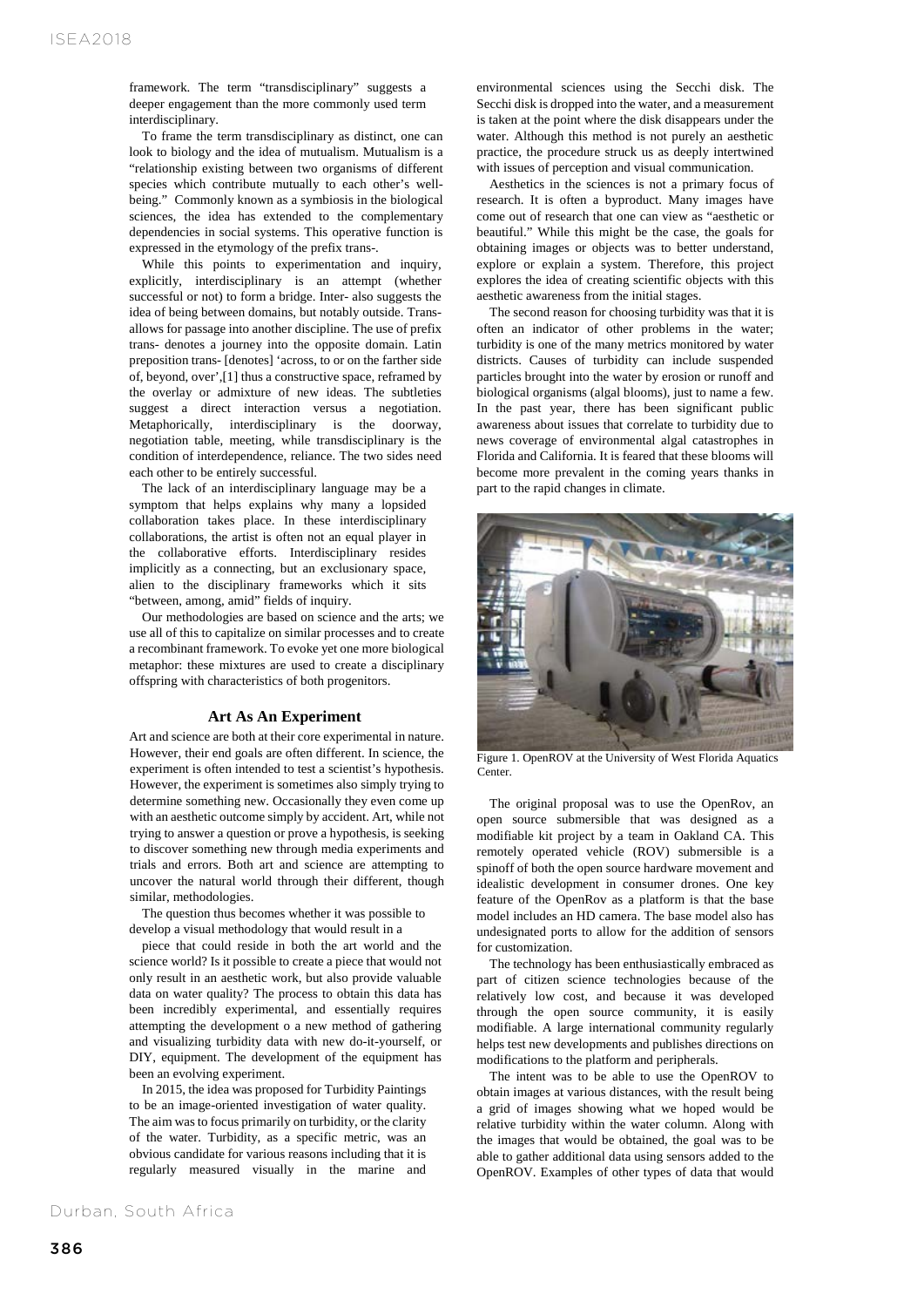framework. The term "transdisciplinary" suggests a deeper engagement than the more commonly used term interdisciplinary.

To frame the term transdisciplinary as distinct, one can look to biology and the idea of mutualism. Mutualism is a "relationship existing between two organisms of different species which contribute mutually to each other's well-being." Commonly known as a symbiosis in the biological sciences, the idea has extended to the complementary dependencies in social systems. This operative function is expressed in the etymology of the prefix trans-.

While this points to experimentation and inquiry, explicitly, interdisciplinary is an attempt (whether successful or not) to form a bridge. Inter- also suggests the idea of being between domains, but notably outside. Trans- allows for passage into another discipline. The use of prefix trans- denotes a journey into the opposite domain. Latin preposition trans- [denotes] 'across, to or on the farther side of, beyond, over',[1] thus a constructive space, reframed by the overlay or admixture of new ideas. The subtleties suggest a direct interaction versus a negotiation. Metaphorically, interdisciplinary is the doorway, negotiation table, meeting, while transdisciplinary is the condition of interdependence, reliance. The two sides need each other to be entirely successful.

The lack of an interdisciplinary language may be a symptom that helps explains why many a lopsided collaboration takes place. In these interdisciplinary collaborations, the artist is often not an equal player in the collaborative efforts. Interdisciplinary resides implicitly as a connecting, but an exclusionary space, alien to the disciplinary frameworks which it sits "between, among, amid" fields of inquiry.

Our methodologies are based on science and the arts; we use all of this to capitalize on similar processes and to create a recombinant framework. To evoke yet one more biological metaphor: these mixtures are used to create a disciplinary offspring with characteristics of both progenitors.

## Art As An Experiment

Art and science are both at their core experimental in nature. However, their end goals are often different. In science, the experiment is often intended to test a scientist's hypothesis. However, the experiment is sometimes also simply trying to determine something new. Occasionally they even come up with an aesthetic outcome simply by accident. Art, while not trying to answer a question or prove a hypothesis, is seeking to discover something new through media experiments and trials and errors. Both art and science are attempting to uncover the natural world through their different, though similar, methodologies.

The question thus becomes whether it was possible to develop a visual methodology that would result in a

piece that could reside in both the art world and the science world? Is it possible to create a piece that would not only result in an aesthetic work, but also provide valuable data on water quality? The process to obtain this data has been incredibly experimental, and essentially requires attempting the development o a new method of gathering and visualizing turbidity data with new do-it-yourself, or DIY, equipment. The development of the equipment has been an evolving experiment.

In 2015, the idea was proposed for Turbidity Paintings to be an image-oriented investigation of water quality. The aim was to focus primarily on turbidity, or the clarity of the water. Turbidity, as a specific metric, was an obvious candidate for various reasons including that it is regularly measured visually in the marine and environmental sciences using the Secchi disk. The Secchi disk is dropped into the water, and a measurement is taken at the point where the disk disappears under the water. Although this method is not purely an aesthetic practice, the procedure struck us as deeply intertwined with issues of perception and visual communication.

Aesthetics in the sciences is not a primary focus of research. It is often a byproduct. Many images have come out of research that one can view as "aesthetic or beautiful." While this might be the case, the goals for obtaining images or objects was to better understand, explore or explain a system. Therefore, this project explores the idea of creating scientific objects with this aesthetic awareness from the initial stages.

The second reason for choosing turbidity was that it is often an indicator of other problems in the water; turbidity is one of the many metrics monitored by water districts. Causes of turbidity can include suspended particles brought into the water by erosion or runoff and biological organisms (algal blooms), just to name a few. In the past year, there has been significant public awareness about issues that correlate to turbidity due to news coverage of environmental algal catastrophes in Florida and California. It is feared that these blooms will become more prevalent in the coming years thanks in part to the rapid changes in climate.

Figure 1. OpenROV at the University of West Florida Aquatics Center.

The original proposal was to use the OpenRov, an open source submersible that was designed as a modifiable kit project by a team in Oakland CA. This remotely operated vehicle (ROV) submersible is a spinoff of both the open source hardware movement and idealistic development in consumer drones. One key feature of the OpenRov as a platform is that the base model includes an HD camera. The base model also has undesignated ports to allow for the addition of sensors for customization.

The technology has been enthusiastically embraced as part of citizen science technologies because of the relatively low cost, and because it was developed through the open source community, it is easily modifiable. A large international community regularly helps test new developments and publishes directions on modifications to the platform and peripherals.

The intent was to be able to use the OpenROV to obtain images at various distances, with the result being a grid of images showing what we hoped would be relative turbidity within the water column. Along with the images that would be obtained, the goal was to be able to gather additional data using sensors added to the OpenROV. Examples of other types of data that would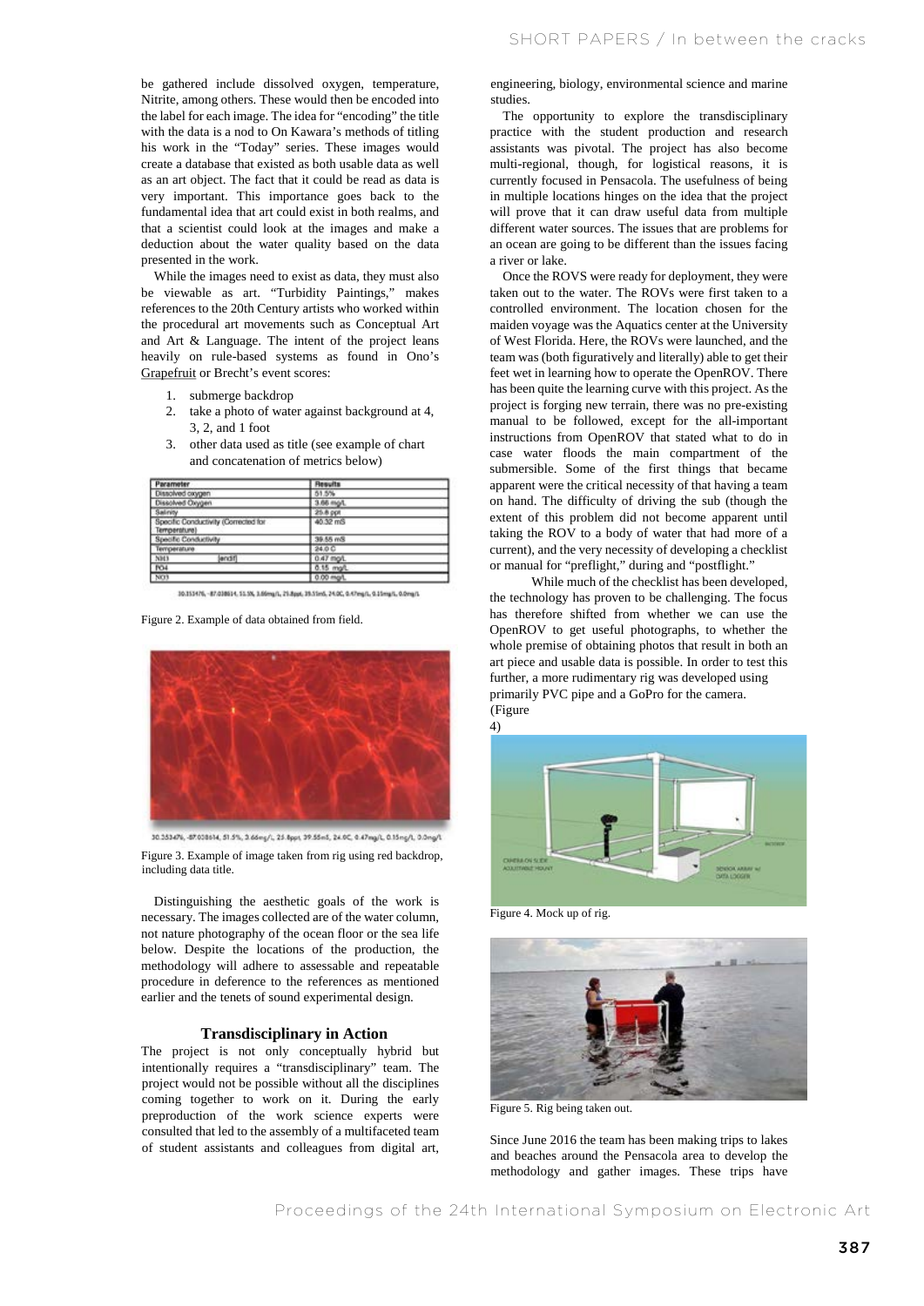be gathered include dissolved oxygen, temperature, Nitrite, among others. These would then be encoded into the label for each image. The idea for "encoding" the title with the data is a nod to On Kawara's methods of titling his work in the "Today" series. These images would create a database that existed as both usable data as well as an art object. The fact that it could be read as data is very important. This importance goes back to the fundamental idea that art could exist in both realms, and that a scientist could look at the images and make a deduction about the water quality based on the data presented in the work.

While the images need to exist as data, they must also be viewable as art. "Turbidity Paintings," makes references to the 20th Century artists who worked within the procedural art movements such as Conceptual Art and Art & Language. The intent of the project leans heavily on rule-based systems as found in Ono's Grapefruit or Brecht's event scores:

1. submerge backdrop
2. take a photo of water against background at 4, 3, 2, and 1 foot
3. other data used as title (see example of chart and concatenation of metrics below)

| Parameter | Results |
|---|---|
| Dissolved oxygen | 51.5% |
| Dissolved Oxygen | 3.66 mg/L |
| Salinity | 25.8 ppt |
| Specific Conductivity (Corrected for Temperature) | 40.32 mS |
| Specific Conductivity | 39.55 mS |
| Temperature | 24.0 C |
| NH3 [endif] | 0.47 mg/L |
| PO4 | 0.15 mg/L |
| NO3 | 0.00 mg/L |

30.353476, -87.038614, 51.5%, 3.66mg/L, 25.8ppt, 39.55mS, 24.0C, 0.47mg/L, 0.15mg/L, 0.0mg/L

Figure 2. Example of data obtained from field.

30.353476, -87.038614, 51.5%, 3.66mg/L, 25.8ppt, 39.55mS, 24.0C, 0.47mg/L, 0.15mg/L, 0.0mg/L

Figure 3. Example of image taken from rig using red backdrop, including data title.

Distinguishing the aesthetic goals of the work is necessary. The images collected are of the water column, not nature photography of the ocean floor or the sea life below. Despite the locations of the production, the methodology will adhere to assessable and repeatable procedure in deference to the references as mentioned earlier and the tenets of sound experimental design.

## Transdisciplinary in Action

The project is not only conceptually hybrid but intentionally requires a "transdisciplinary" team. The project would not be possible without all the disciplines coming together to work on it. During the early preproduction of the work science experts were consulted that led to the assembly of a multifaceted team of student assistants and colleagues from digital art, engineering, biology, environmental science and marine studies.

The opportunity to explore the transdisciplinary practice with the student production and research assistants was pivotal. The project has also become multi-regional, though, for logistical reasons, it is currently focused in Pensacola. The usefulness of being in multiple locations hinges on the idea that the project will prove that it can draw useful data from multiple different water sources. The issues that are problems for an ocean are going to be different than the issues facing a river or lake.

Once the ROVS were ready for deployment, they were taken out to the water. The ROVs were first taken to a controlled environment. The location chosen for the maiden voyage was the Aquatics center at the University of West Florida. Here, the ROVs were launched, and the team was (both figuratively and literally) able to get their feet wet in learning how to operate the OpenROV. There has been quite the learning curve with this project. As the project is forging new terrain, there was no pre-existing manual to be followed, except for the all-important instructions from OpenROV that stated what to do in case water floods the main compartment of the submersible. Some of the first things that became apparent were the critical necessity of that having a team on hand. The difficulty of driving the sub (though the extent of this problem did not become apparent until taking the ROV to a body of water that had more of a current), and the very necessity of developing a checklist or manual for "preflight," during and "postflight."

While much of the checklist has been developed, the technology has proven to be challenging. The focus has therefore shifted from whether we can use the OpenROV to get useful photographs, to whether the whole premise of obtaining photos that result in both an art piece and usable data is possible. In order to test this further, a more rudimentary rig was developed using primarily PVC pipe and a GoPro for the camera. (Figure 4)

Figure 4. Mock up of rig.

Figure 5. Rig being taken out.

Since June 2016 the team has been making trips to lakes and beaches around the Pensacola area to develop the methodology and gather images. These trips have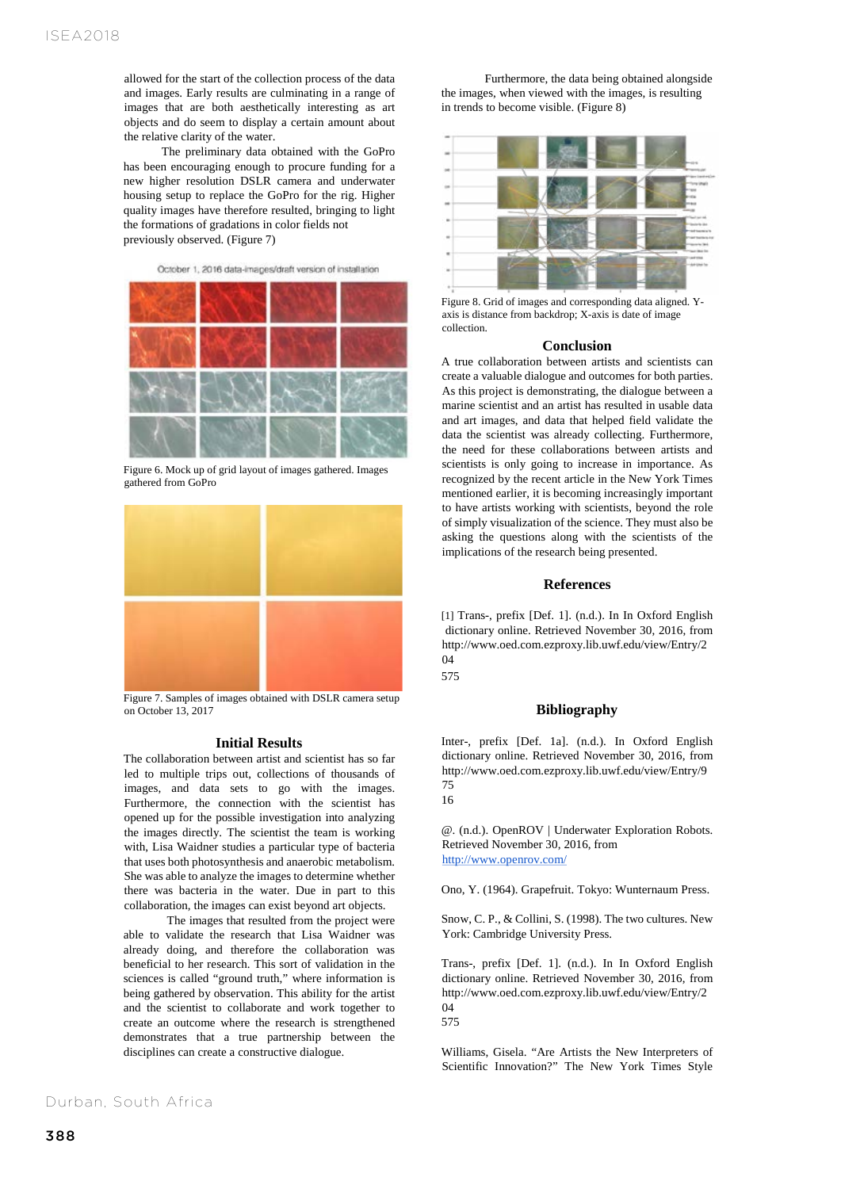allowed for the start of the collection process of the data and images. Early results are culminating in a range of images that are both aesthetically interesting as art objects and do seem to display a certain amount about the relative clarity of the water.

The preliminary data obtained with the GoPro has been encouraging enough to procure funding for a new higher resolution DSLR camera and underwater housing setup to replace the GoPro for the rig. Higher quality images have therefore resulted, bringing to light the formations of gradations in color fields not previously observed. (Figure 7)

October 1, 2016 data-images/draft version of installation

Figure 6. Mock up of grid layout of images gathered. Images gathered from GoPro

Figure 7. Samples of images obtained with DSLR camera setup on October 13, 2017

## Initial Results

The collaboration between artist and scientist has so far led to multiple trips out, collections of thousands of images, and data sets to go with the images. Furthermore, the connection with the scientist has opened up for the possible investigation into analyzing the images directly. The scientist the team is working with, Lisa Waidner studies a particular type of bacteria that uses both photosynthesis and anaerobic metabolism. She was able to analyze the images to determine whether there was bacteria in the water. Due in part to this collaboration, the images can exist beyond art objects.

The images that resulted from the project were able to validate the research that Lisa Waidner was already doing, and therefore the collaboration was beneficial to her research. This sort of validation in the sciences is called "ground truth," where information is being gathered by observation. This ability for the artist and the scientist to collaborate and work together to create an outcome where the research is strengthened demonstrates that a true partnership between the disciplines can create a constructive dialogue.

Furthermore, the data being obtained alongside the images, when viewed with the images, is resulting in trends to become visible. (Figure 8)

Figure 8. Grid of images and corresponding data aligned. Y-axis is distance from backdrop; X-axis is date of image collection.

## Conclusion

A true collaboration between artists and scientists can create a valuable dialogue and outcomes for both parties. As this project is demonstrating, the dialogue between a marine scientist and an artist has resulted in usable data and art images, and data that helped field validate the data the scientist was already collecting. Furthermore, the need for these collaborations between artists and scientists is only going to increase in importance. As recognized by the recent article in the New York Times mentioned earlier, it is becoming increasingly important to have artists working with scientists, beyond the role of simply visualization of the science. They must also be asking the questions along with the scientists of the implications of the research being presented.

## References

[1] Trans-, prefix [Def. 1]. (n.d.). In In Oxford English dictionary online. Retrieved November 30, 2016, from http://www.oed.com.ezproxy.lib.uwf.edu/view/Entry/204575

## Bibliography

Inter-, prefix [Def. 1a]. (n.d.). In Oxford English dictionary online. Retrieved November 30, 2016, from http://www.oed.com.ezproxy.lib.uwf.edu/view/Entry/97516

@. (n.d.). OpenROV | Underwater Exploration Robots. Retrieved November 30, 2016, from http://www.openrov.com/

Ono, Y. (1964). Grapefruit. Tokyo: Wunternaum Press.

Snow, C. P., & Collini, S. (1998). The two cultures. New York: Cambridge University Press.

Trans-, prefix [Def. 1]. (n.d.). In In Oxford English dictionary online. Retrieved November 30, 2016, from http://www.oed.com.ezproxy.lib.uwf.edu/view/Entry/204575

Williams, Gisela. "Are Artists the New Interpreters of Scientific Innovation?" The New York Times Style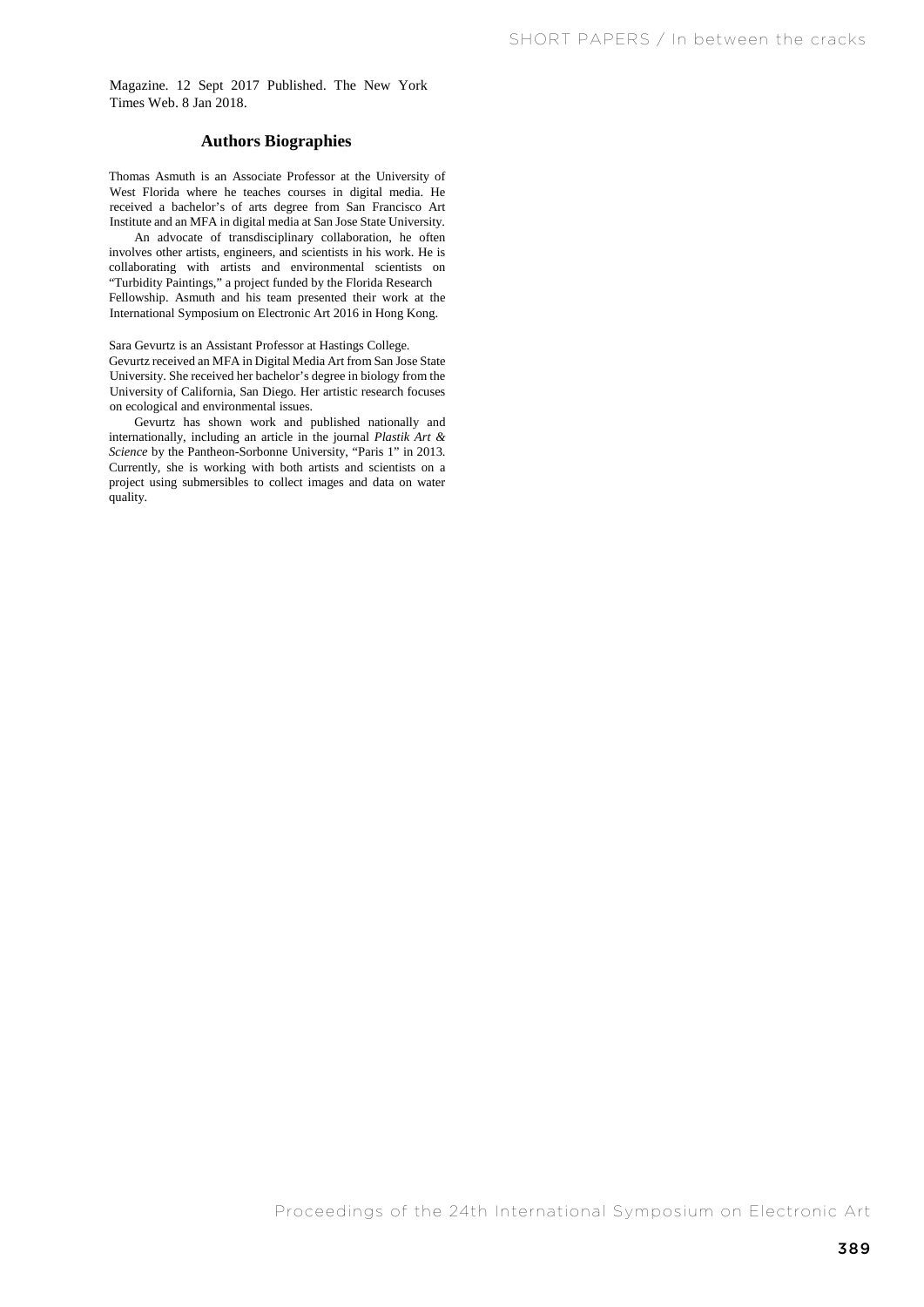Magazine. 12 Sept 2017 Published. The New York Times Web. 8 Jan 2018.

## Authors Biographies

Thomas Asmuth is an Associate Professor at the University of West Florida where he teaches courses in digital media. He received a bachelor's of arts degree from San Francisco Art Institute and an MFA in digital media at San Jose State University.

An advocate of transdisciplinary collaboration, he often involves other artists, engineers, and scientists in his work. He is collaborating with artists and environmental scientists on "Turbidity Paintings," a project funded by the Florida Research Fellowship. Asmuth and his team presented their work at the International Symposium on Electronic Art 2016 in Hong Kong.

Sara Gevurtz is an Assistant Professor at Hastings College. Gevurtz received an MFA in Digital Media Art from San Jose State University. She received her bachelor's degree in biology from the University of California, San Diego. Her artistic research focuses on ecological and environmental issues.

Gevurtz has shown work and published nationally and internationally, including an article in the journal *Plastik Art & Science* by the Pantheon-Sorbonne University, "Paris 1" in 2013. Currently, she is working with both artists and scientists on a project using submersibles to collect images and data on water quality.